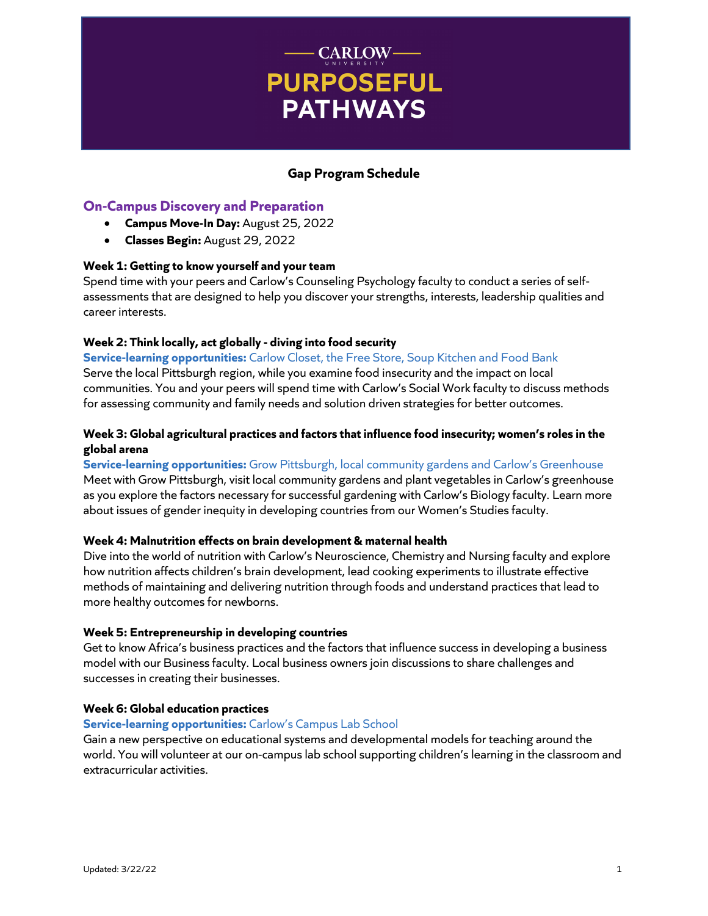# CARLOW UNIVERSITY

# PURPOSEFUL PATHWAYS

### Gap Program Schedule

## On-Campus Discovery and Preparation

- **Campus Move-In Day:** August 25, 2022
- **Classes Begin:** August 29, 2022

**Week 1: Getting to know yourself and your team**

Spend time with your peers and Carlow's Counseling Psychology faculty to conduct a series of self-assessments that are designed to help you discover your strengths, interests, leadership qualities and career interests.

**Week 2: Think locally, act globally - diving into food security**

**Service-learning opportunities:** Carlow Closet, the Free Store, Soup Kitchen and Food Bank

Serve the local Pittsburgh region, while you examine food insecurity and the impact on local communities. You and your peers will spend time with Carlow's Social Work faculty to discuss methods for assessing community and family needs and solution driven strategies for better outcomes.

**Week 3: Global agricultural practices and factors that influence food insecurity; women's roles in the global arena**

**Service-learning opportunities:** Grow Pittsburgh, local community gardens and Carlow's Greenhouse

Meet with Grow Pittsburgh, visit local community gardens and plant vegetables in Carlow's greenhouse as you explore the factors necessary for successful gardening with Carlow's Biology faculty. Learn more about issues of gender inequity in developing countries from our Women's Studies faculty.

**Week 4: Malnutrition effects on brain development & maternal health**

Dive into the world of nutrition with Carlow's Neuroscience, Chemistry and Nursing faculty and explore how nutrition affects children's brain development, lead cooking experiments to illustrate effective methods of maintaining and delivering nutrition through foods and understand practices that lead to more healthy outcomes for newborns.

**Week 5: Entrepreneurship in developing countries**

Get to know Africa's business practices and the factors that influence success in developing a business model with our Business faculty. Local business owners join discussions to share challenges and successes in creating their businesses.

**Week 6: Global education practices**

**Service-learning opportunities:** Carlow's Campus Lab School

Gain a new perspective on educational systems and developmental models for teaching around the world. You will volunteer at our on-campus lab school supporting children's learning in the classroom and extracurricular activities.

Updated: 3/22/22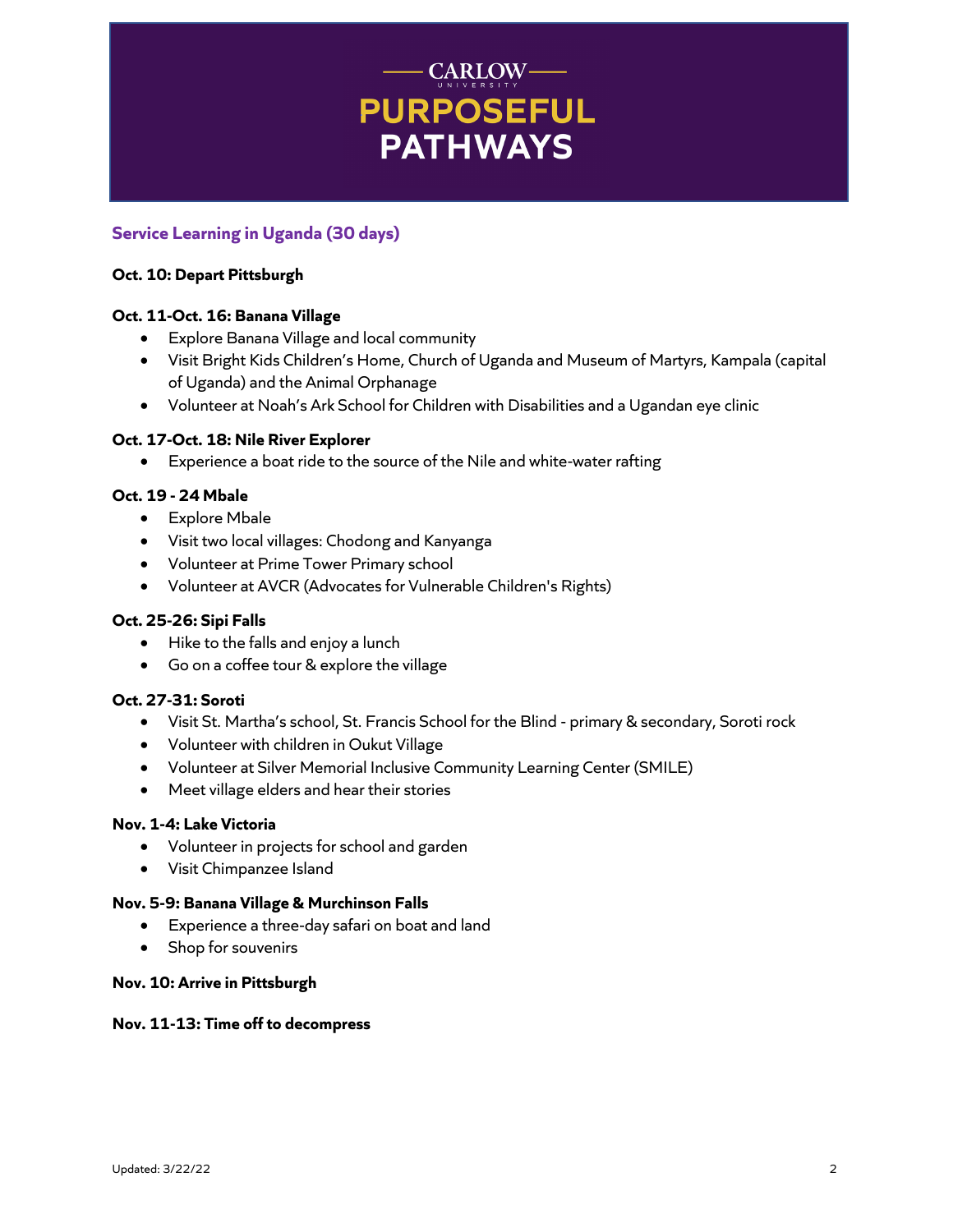# CARLOW UNIVERSITY
# PURPOSEFUL PATHWAYS

## Service Learning in Uganda (30 days)

**Oct. 10: Depart Pittsburgh**

**Oct. 11-Oct. 16: Banana Village**

- Explore Banana Village and local community
- Visit Bright Kids Children's Home, Church of Uganda and Museum of Martyrs, Kampala (capital of Uganda) and the Animal Orphanage
- Volunteer at Noah's Ark School for Children with Disabilities and a Ugandan eye clinic

**Oct. 17-Oct. 18: Nile River Explorer**

- Experience a boat ride to the source of the Nile and white-water rafting

**Oct. 19 - 24 Mbale**

- Explore Mbale
- Visit two local villages: Chodong and Kanyanga
- Volunteer at Prime Tower Primary school
- Volunteer at AVCR (Advocates for Vulnerable Children's Rights)

**Oct. 25-26: Sipi Falls**

- Hike to the falls and enjoy a lunch
- Go on a coffee tour & explore the village

**Oct. 27-31: Soroti**

- Visit St. Martha's school, St. Francis School for the Blind - primary & secondary, Soroti rock
- Volunteer with children in Oukut Village
- Volunteer at Silver Memorial Inclusive Community Learning Center (SMILE)
- Meet village elders and hear their stories

**Nov. 1-4: Lake Victoria**

- Volunteer in projects for school and garden
- Visit Chimpanzee Island

**Nov. 5-9: Banana Village & Murchinson Falls**

- Experience a three-day safari on boat and land
- Shop for souvenirs

**Nov. 10: Arrive in Pittsburgh**

**Nov. 11-13: Time off to decompress**

Updated: 3/22/22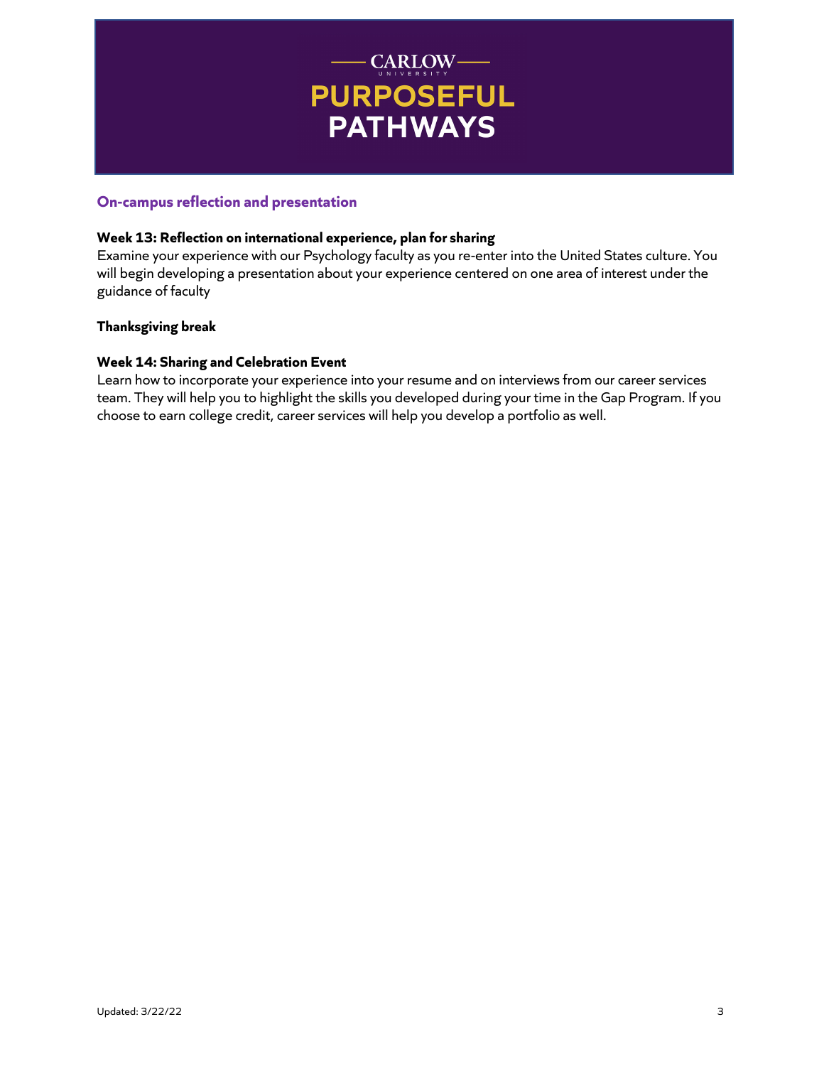# CARLOW UNIVERSITY
# PURPOSEFUL PATHWAYS

## On-campus reflection and presentation

**Week 13: Reflection on international experience, plan for sharing**
Examine your experience with our Psychology faculty as you re-enter into the United States culture. You will begin developing a presentation about your experience centered on one area of interest under the guidance of faculty

**Thanksgiving break**

**Week 14: Sharing and Celebration Event**
Learn how to incorporate your experience into your resume and on interviews from our career services team. They will help you to highlight the skills you developed during your time in the Gap Program. If you choose to earn college credit, career services will help you develop a portfolio as well.

Updated: 3/22/22